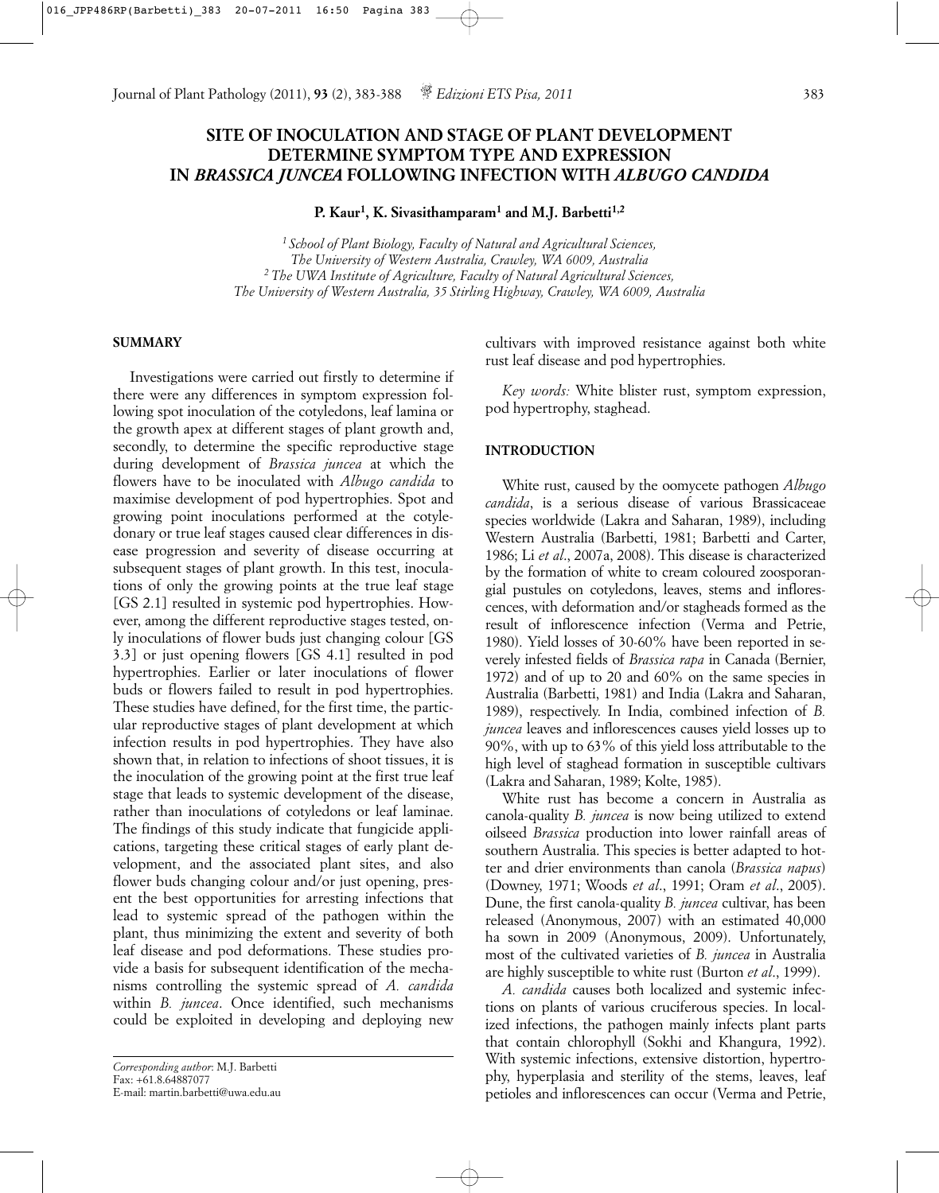# SITE OF INOCULATION AND STAGE OF PLANT DEVELOPMENT DETERMINE SYMPTOM TYPE AND EXPRESSION IN *BRASSICA JUNCEA* FOLLOWING INFECTION WITH *ALBUGO CANDIDA*

**P. Kaur[1], K. Sivasithamparam[1] and M.J. Barbetti[1,2]**

*[1] School of Plant Biology, Faculty of Natural and Agricultural Sciences, The University of Western Australia, Crawley, WA 6009, Australia*
*[2] The UWA Institute of Agriculture, Faculty of Natural Agricultural Sciences, The University of Western Australia, 35 Stirling Highway, Crawley, WA 6009, Australia*

## SUMMARY

Investigations were carried out firstly to determine if there were any differences in symptom expression following spot inoculation of the cotyledons, leaf lamina or the growth apex at different stages of plant growth and, secondly, to determine the specific reproductive stage during development of *Brassica juncea* at which the flowers have to be inoculated with *Albugo candida* to maximise development of pod hypertrophies. Spot and growing point inoculations performed at the cotyledonary or true leaf stages caused clear differences in disease progression and severity of disease occurring at subsequent stages of plant growth. In this test, inoculations of only the growing points at the true leaf stage [GS 2.1] resulted in systemic pod hypertrophies. However, among the different reproductive stages tested, only inoculations of flower buds just changing colour [GS 3.3] or just opening flowers [GS 4.1] resulted in pod hypertrophies. Earlier or later inoculations of flower buds or flowers failed to result in pod hypertrophies. These studies have defined, for the first time, the particular reproductive stages of plant development at which infection results in pod hypertrophies. They have also shown that, in relation to infections of shoot tissues, it is the inoculation of the growing point at the first true leaf stage that leads to systemic development of the disease, rather than inoculations of cotyledons or leaf laminae. The findings of this study indicate that fungicide applications, targeting these critical stages of early plant development, and the associated plant sites, and also flower buds changing colour and/or just opening, present the best opportunities for arresting infections that lead to systemic spread of the pathogen within the plant, thus minimizing the extent and severity of both leaf disease and pod deformations. These studies provide a basis for subsequent identification of the mechanisms controlling the systemic spread of *A. candida* within *B. juncea*. Once identified, such mechanisms could be exploited in developing and deploying new cultivars with improved resistance against both white rust leaf disease and pod hypertrophies.

*Key words:* White blister rust, symptom expression, pod hypertrophy, staghead.

## INTRODUCTION

White rust, caused by the oomycete pathogen *Albugo candida*, is a serious disease of various Brassicaceae species worldwide (Lakra and Saharan, 1989), including Western Australia (Barbetti, 1981; Barbetti and Carter, 1986; Li *et al*., 2007a, 2008). This disease is characterized by the formation of white to cream coloured zoosporangial pustules on cotyledons, leaves, stems and inflorescences, with deformation and/or stagheads formed as the result of inflorescence infection (Verma and Petrie, 1980). Yield losses of 30-60% have been reported in severely infested fields of *Brassica rapa* in Canada (Bernier, 1972) and of up to 20 and 60% on the same species in Australia (Barbetti, 1981) and India (Lakra and Saharan, 1989), respectively. In India, combined infection of *B. juncea* leaves and inflorescences causes yield losses up to 90%, with up to 63% of this yield loss attributable to the high level of staghead formation in susceptible cultivars (Lakra and Saharan, 1989; Kolte, 1985).

White rust has become a concern in Australia as canola-quality *B. juncea* is now being utilized to extend oilseed *Brassica* production into lower rainfall areas of southern Australia. This species is better adapted to hotter and drier environments than canola (*Brassica napus*) (Downey, 1971; Woods *et al*., 1991; Oram *et al*., 2005). Dune, the first canola-quality *B. juncea* cultivar, has been released (Anonymous, 2007) with an estimated 40,000 ha sown in 2009 (Anonymous, 2009). Unfortunately, most of the cultivated varieties of *B. juncea* in Australia are highly susceptible to white rust (Burton *et al*., 1999).

*A. candida* causes both localized and systemic infections on plants of various cruciferous species. In localized infections, the pathogen mainly infects plant parts that contain chlorophyll (Sokhi and Khangura, 1992). With systemic infections, extensive distortion, hypertrophy, hyperplasia and sterility of the stems, leaves, leaf petioles and inflorescences can occur (Verma and Petrie,

---

*Corresponding author*: M.J. Barbetti
Fax: +61.8.64887077
E-mail: martin.barbetti@uwa.edu.au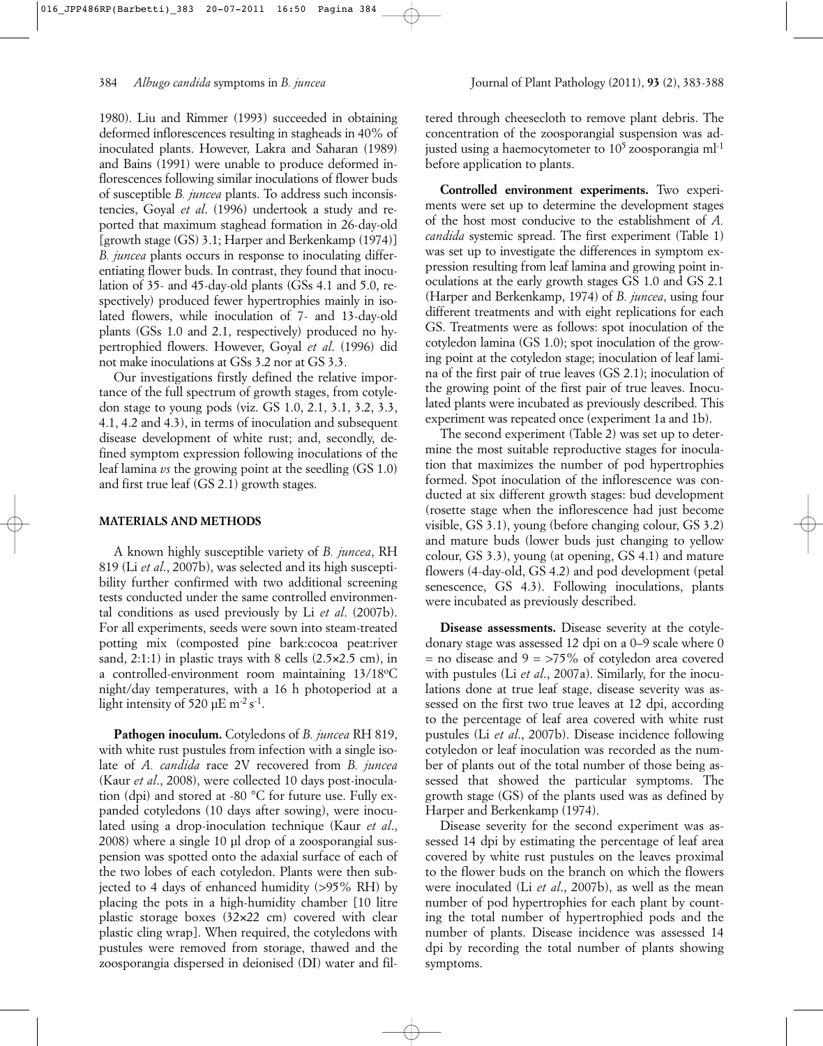1980). Liu and Rimmer (1993) succeeded in obtaining deformed inflorescences resulting in stagheads in 40% of inoculated plants. However, Lakra and Saharan (1989) and Bains (1991) were unable to produce deformed inflorescences following similar inoculations of flower buds of susceptible *B. juncea* plants. To address such inconsistencies, Goyal *et al*. (1996) undertook a study and reported that maximum staghead formation in 26-day-old [growth stage (GS) 3.1; Harper and Berkenkamp (1974)] *B. juncea* plants occurs in response to inoculating differentiating flower buds. In contrast, they found that inoculation of 35- and 45-day-old plants (GSs 4.1 and 5.0, respectively) produced fewer hypertrophies mainly in isolated flowers, while inoculation of 7- and 13-day-old plants (GSs 1.0 and 2.1, respectively) produced no hypertrophied flowers. However, Goyal *et al*. (1996) did not make inoculations at GSs 3.2 nor at GS 3.3.

Our investigations firstly defined the relative importance of the full spectrum of growth stages, from cotyledon stage to young pods (viz. GS 1.0, 2.1, 3.1, 3.2, 3.3, 4.1, 4.2 and 4.3), in terms of inoculation and subsequent disease development of white rust; and, secondly, defined symptom expression following inoculations of the leaf lamina *vs* the growing point at the seedling (GS 1.0) and first true leaf (GS 2.1) growth stages.

## MATERIALS AND METHODS

A known highly susceptible variety of *B. juncea*, RH 819 (Li *et al*., 2007b), was selected and its high susceptibility further confirmed with two additional screening tests conducted under the same controlled environmental conditions as used previously by Li *et al*. (2007b). For all experiments, seeds were sown into steam-treated potting mix (composted pine bark:cocoa peat:river sand, 2:1:1) in plastic trays with 8 cells (2.5×2.5 cm), in a controlled-environment room maintaining 13/18°C night/day temperatures, with a 16 h photoperiod at a light intensity of 520 μE $m^{-2}$ $s^{-1}$.

**Pathogen inoculum.** Cotyledons of *B. juncea* RH 819, with white rust pustules from infection with a single isolate of *A. candida* race 2V recovered from *B. juncea* (Kaur *et al*., 2008), were collected 10 days post-inoculation (dpi) and stored at -80 °C for future use. Fully expanded cotyledons (10 days after sowing), were inoculated using a drop-inoculation technique (Kaur *et al*., 2008) where a single 10 μl drop of a zoosporangial suspension was spotted onto the adaxial surface of each of the two lobes of each cotyledon. Plants were then subjected to 4 days of enhanced humidity (>95% RH) by placing the pots in a high-humidity chamber [10 litre plastic storage boxes (32×22 cm) covered with clear plastic cling wrap]. When required, the cotyledons with pustules were removed from storage, thawed and the zoosporangia dispersed in deionised (DI) water and filtered through cheesecloth to remove plant debris. The concentration of the zoosporangial suspension was adjusted using a haemocytometer to $10^5$ zoosporangia $ml^{-1}$ before application to plants.

**Controlled environment experiments.** Two experiments were set up to determine the development stages of the host most conducive to the establishment of *A. candida* systemic spread. The first experiment (Table 1) was set up to investigate the differences in symptom expression resulting from leaf lamina and growing point inoculations at the early growth stages GS 1.0 and GS 2.1 (Harper and Berkenkamp, 1974) of *B. juncea*, using four different treatments and with eight replications for each GS. Treatments were as follows: spot inoculation of the cotyledon lamina (GS 1.0); spot inoculation of the growing point at the cotyledon stage; inoculation of leaf lamina of the first pair of true leaves (GS 2.1); inoculation of the growing point of the first pair of true leaves. Inoculated plants were incubated as previously described. This experiment was repeated once (experiment 1a and 1b).

The second experiment (Table 2) was set up to determine the most suitable reproductive stages for inoculation that maximizes the number of pod hypertrophies formed. Spot inoculation of the inflorescence was conducted at six different growth stages: bud development (rosette stage when the inflorescence had just become visible, GS 3.1), young (before changing colour, GS 3.2) and mature buds (lower buds just changing to yellow colour, GS 3.3), young (at opening, GS 4.1) and mature flowers (4-day-old, GS 4.2) and pod development (petal senescence, GS 4.3). Following inoculations, plants were incubated as previously described.

**Disease assessments.** Disease severity at the cotyledonary stage was assessed 12 dpi on a 0–9 scale where 0 = no disease and 9 = >75% of cotyledon area covered with pustules (Li *et al*., 2007a). Similarly, for the inoculations done at true leaf stage, disease severity was assessed on the first two true leaves at 12 dpi, according to the percentage of leaf area covered with white rust pustules (Li *et al*., 2007b). Disease incidence following cotyledon or leaf inoculation was recorded as the number of plants out of the total number of those being assessed that showed the particular symptoms. The growth stage (GS) of the plants used was as defined by Harper and Berkenkamp (1974).

Disease severity for the second experiment was assessed 14 dpi by estimating the percentage of leaf area covered by white rust pustules on the leaves proximal to the flower buds on the branch on which the flowers were inoculated (Li *et al*., 2007b), as well as the mean number of pod hypertrophies for each plant by counting the total number of hypertrophied pods and the number of plants. Disease incidence was assessed 14 dpi by recording the total number of plants showing symptoms.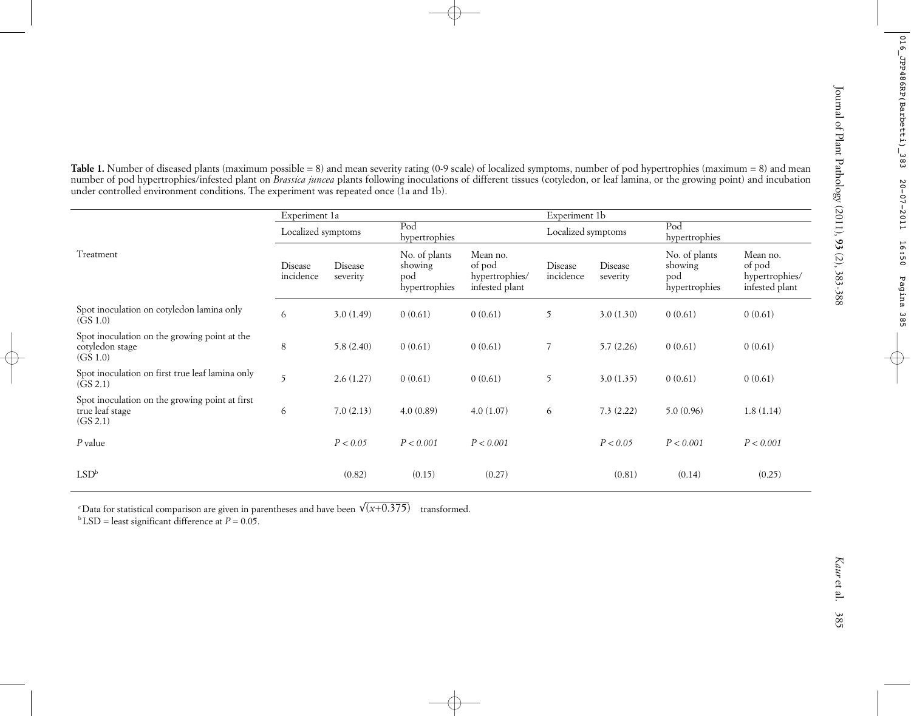**Table 1.** Number of diseased plants (maximum possible = 8) and mean severity rating (0-9 scale) of localized symptoms, number of pod hypertrophies (maximum = 8) and mean number of pod hypertrophies/infested plant on *Brassica juncea* plants following inoculations of different tissues (cotyledon, or leaf lamina, or the growing point) and incubation under controlled environment conditions. The experiment was repeated once (1a and 1b).

| Treatment | Experiment 1a | | | | Experiment 1b | | | |
|---|---|---|---|---|---|---|---|---|
| | Localized symptoms | | Pod hypertrophies | | Localized symptoms | | Pod hypertrophies | |
| | Disease incidence | Disease severity | No. of plants showing pod hypertrophies | Mean no. of pod hypertrophies/ infested plant | Disease incidence | Disease severity | No. of plants showing pod hypertrophies | Mean no. of pod hypertrophies/ infested plant |
| Spot inoculation on cotyledon lamina only (GS 1.0) | 6 | 3.0 (1.49) | 0 (0.61) | 0 (0.61) | 5 | 3.0 (1.30) | 0 (0.61) | 0 (0.61) |
| Spot inoculation on the growing point at the cotyledon stage (GS 1.0) | 8 | 5.8 (2.40) | 0 (0.61) | 0 (0.61) | 7 | 5.7 (2.26) | 0 (0.61) | 0 (0.61) |
| Spot inoculation on first true leaf lamina only (GS 2.1) | 5 | 2.6 (1.27) | 0 (0.61) | 0 (0.61) | 5 | 3.0 (1.35) | 0 (0.61) | 0 (0.61) |
| Spot inoculation on the growing point at first true leaf stage (GS 2.1) | 6 | 7.0 (2.13) | 4.0 (0.89) | 4.0 (1.07) | 6 | 7.3 (2.22) | 5.0 (0.96) | 1.8 (1.14) |
| *P* value | | *P < 0.05* | *P < 0.001* | *P < 0.001* | | *P < 0.05* | *P < 0.001* | *P < 0.001* |
| LSD[b] | | (0.82) | (0.15) | (0.27) | | (0.81) | (0.14) | (0.25) |

[a] Data for statistical comparison are given in parentheses and have been $\sqrt{(x+0.375)}$ transformed.
[b] LSD = least significant difference at $P = 0.05$.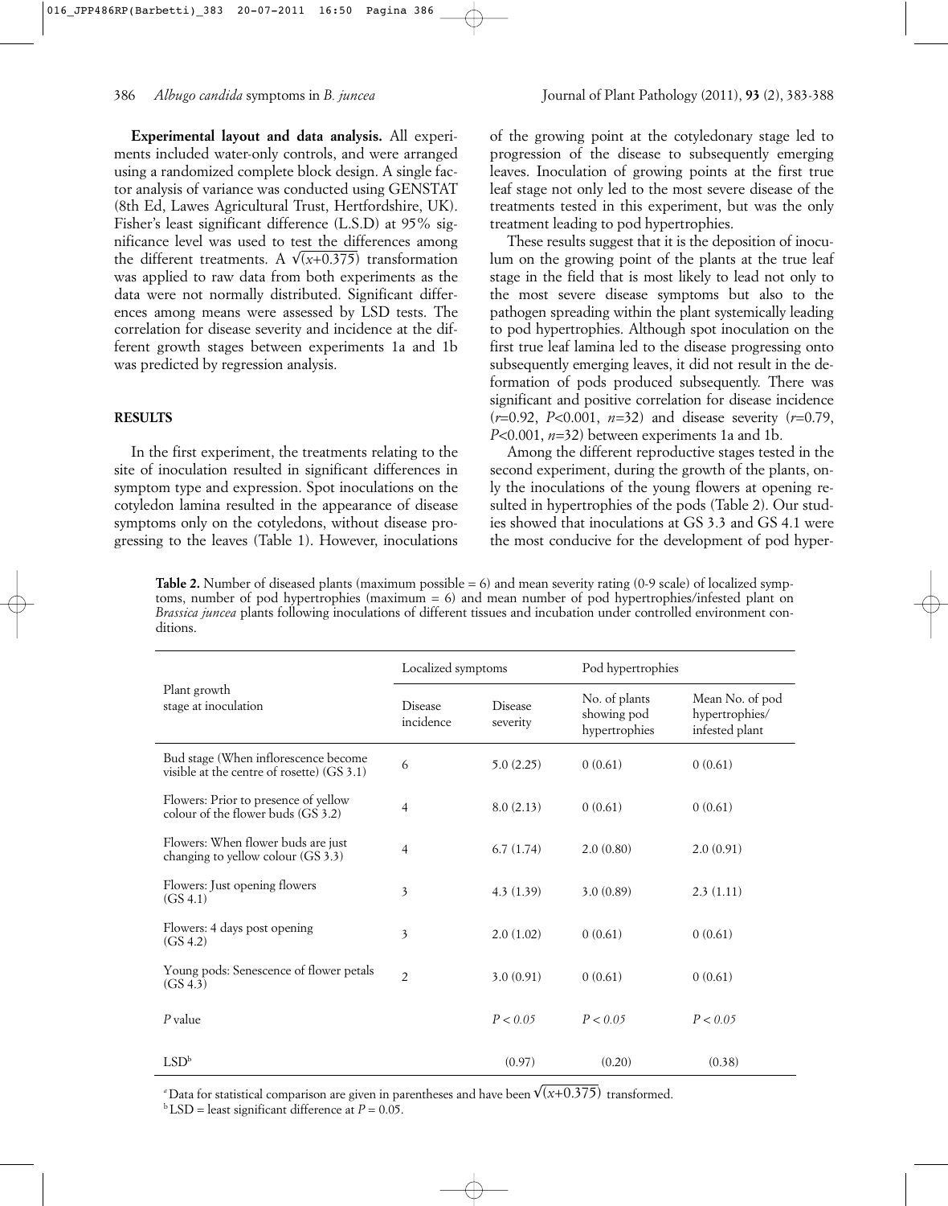**Experimental layout and data analysis.** All experiments included water-only controls, and were arranged using a randomized complete block design. A single factor analysis of variance was conducted using GENSTAT (8th Ed, Lawes Agricultural Trust, Hertfordshire, UK). Fisher's least significant difference (L.S.D) at 95% significance level was used to test the differences among the different treatments. A $\sqrt{(x+0.375)}$ transformation was applied to raw data from both experiments as the data were not normally distributed. Significant differences among means were assessed by LSD tests. The correlation for disease severity and incidence at the different growth stages between experiments 1a and 1b was predicted by regression analysis.

## RESULTS

In the first experiment, the treatments relating to the site of inoculation resulted in significant differences in symptom type and expression. Spot inoculations on the cotyledon lamina resulted in the appearance of disease symptoms only on the cotyledons, without disease progressing to the leaves (Table 1). However, inoculations of the growing point at the cotyledonary stage led to progression of the disease to subsequently emerging leaves. Inoculation of growing points at the first true leaf stage not only led to the most severe disease of the treatments tested in this experiment, but was the only treatment leading to pod hypertrophies.

These results suggest that it is the deposition of inoculum on the growing point of the plants at the true leaf stage in the field that is most likely to lead not only to the most severe disease symptoms but also to the pathogen spreading within the plant systemically leading to pod hypertrophies. Although spot inoculation on the first true leaf lamina led to the disease progressing onto subsequently emerging leaves, it did not result in the deformation of pods produced subsequently. There was significant and positive correlation for disease incidence ($r$=0.92, $P$<0.001, $n$=32) and disease severity ($r$=0.79, $P$<0.001, $n$=32) between experiments 1a and 1b.

Among the different reproductive stages tested in the second experiment, during the growth of the plants, only the inoculations of the young flowers at opening resulted in hypertrophies of the pods (Table 2). Our studies showed that inoculations at GS 3.3 and GS 4.1 were the most conducive for the development of pod hyper-

**Table 2.** Number of diseased plants (maximum possible = 6) and mean severity rating (0-9 scale) of localized symptoms, number of pod hypertrophies (maximum = 6) and mean number of pod hypertrophies/infested plant on *Brassica juncea* plants following inoculations of different tissues and incubation under controlled environment conditions.

| Plant growth stage at inoculation | Localized symptoms | | Pod hypertrophies | |
|---|---|---|---|---|
| | Disease incidence | Disease severity | No. of plants showing pod hypertrophies | Mean No. of pod hypertrophies/ infested plant |
| Bud stage (When inflorescence become visible at the centre of rosette) (GS 3.1) | 6 | 5.0 (2.25) | 0 (0.61) | 0 (0.61) |
| Flowers: Prior to presence of yellow colour of the flower buds (GS 3.2) | 4 | 8.0 (2.13) | 0 (0.61) | 0 (0.61) |
| Flowers: When flower buds are just changing to yellow colour (GS 3.3) | 4 | 6.7 (1.74) | 2.0 (0.80) | 2.0 (0.91) |
| Flowers: Just opening flowers (GS 4.1) | 3 | 4.3 (1.39) | 3.0 (0.89) | 2.3 (1.11) |
| Flowers: 4 days post opening (GS 4.2) | 3 | 2.0 (1.02) | 0 (0.61) | 0 (0.61) |
| Young pods: Senescence of flower petals (GS 4.3) | 2 | 3.0 (0.91) | 0 (0.61) | 0 (0.61) |
| *P* value | | *P < 0.05* | *P < 0.05* | *P < 0.05* |
| LSD[b] | | (0.97) | (0.20) | (0.38) |

[a] Data for statistical comparison are given in parentheses and have been $\sqrt{(x+0.375)}$ transformed.
[b] LSD = least significant difference at $P$ = 0.05.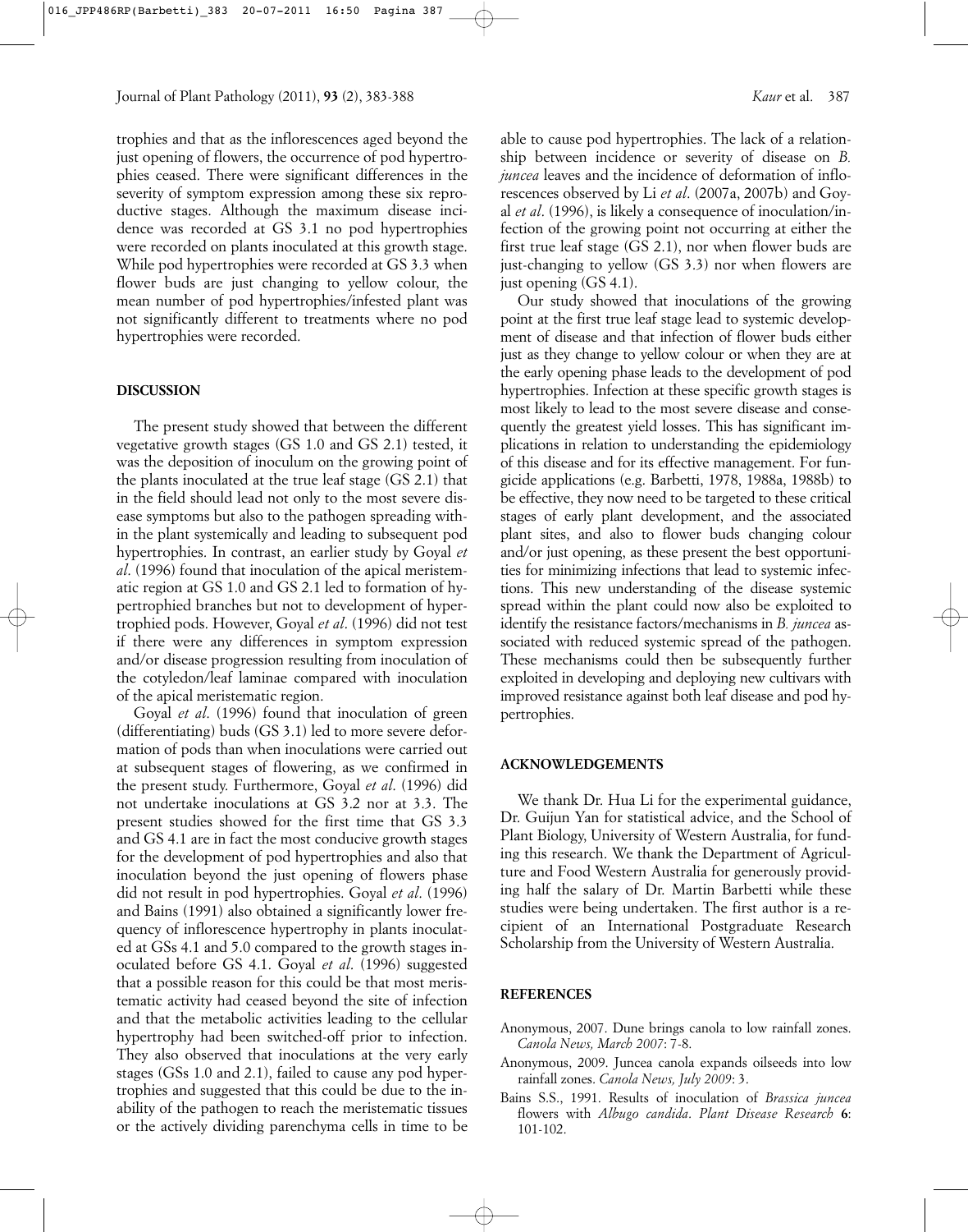trophies and that as the inflorescences aged beyond the just opening of flowers, the occurrence of pod hypertrophies ceased. There were significant differences in the severity of symptom expression among these six reproductive stages. Although the maximum disease incidence was recorded at GS 3.1 no pod hypertrophies were recorded on plants inoculated at this growth stage. While pod hypertrophies were recorded at GS 3.3 when flower buds are just changing to yellow colour, the mean number of pod hypertrophies/infested plant was not significantly different to treatments where no pod hypertrophies were recorded.

## DISCUSSION

The present study showed that between the different vegetative growth stages (GS 1.0 and GS 2.1) tested, it was the deposition of inoculum on the growing point of the plants inoculated at the true leaf stage (GS 2.1) that in the field should lead not only to the most severe disease symptoms but also to the pathogen spreading within the plant systemically and leading to subsequent pod hypertrophies. In contrast, an earlier study by Goyal *et al.* (1996) found that inoculation of the apical meristematic region at GS 1.0 and GS 2.1 led to formation of hypertrophied branches but not to development of hypertrophied pods. However, Goyal *et al.* (1996) did not test if there were any differences in symptom expression and/or disease progression resulting from inoculation of the cotyledon/leaf laminae compared with inoculation of the apical meristematic region.

Goyal *et al.* (1996) found that inoculation of green (differentiating) buds (GS 3.1) led to more severe deformation of pods than when inoculations were carried out at subsequent stages of flowering, as we confirmed in the present study. Furthermore, Goyal *et al.* (1996) did not undertake inoculations at GS 3.2 nor at 3.3. The present studies showed for the first time that GS 3.3 and GS 4.1 are in fact the most conducive growth stages for the development of pod hypertrophies and also that inoculation beyond the just opening of flowers phase did not result in pod hypertrophies. Goyal *et al.* (1996) and Bains (1991) also obtained a significantly lower frequency of inflorescence hypertrophy in plants inoculated at GSs 4.1 and 5.0 compared to the growth stages inoculated before GS 4.1. Goyal *et al.* (1996) suggested that a possible reason for this could be that most meristematic activity had ceased beyond the site of infection and that the metabolic activities leading to the cellular hypertrophy had been switched-off prior to infection. They also observed that inoculations at the very early stages (GSs 1.0 and 2.1), failed to cause any pod hypertrophies and suggested that this could be due to the inability of the pathogen to reach the meristematic tissues or the actively dividing parenchyma cells in time to be able to cause pod hypertrophies. The lack of a relationship between incidence or severity of disease on *B. juncea* leaves and the incidence of deformation of inflorescences observed by Li *et al.* (2007a, 2007b) and Goyal *et al.* (1996), is likely a consequence of inoculation/infection of the growing point not occurring at either the first true leaf stage (GS 2.1), nor when flower buds are just-changing to yellow (GS 3.3) nor when flowers are just opening (GS 4.1).

Our study showed that inoculations of the growing point at the first true leaf stage lead to systemic development of disease and that infection of flower buds either just as they change to yellow colour or when they are at the early opening phase leads to the development of pod hypertrophies. Infection at these specific growth stages is most likely to lead to the most severe disease and consequently the greatest yield losses. This has significant implications in relation to understanding the epidemiology of this disease and for its effective management. For fungicide applications (e.g. Barbetti, 1978, 1988a, 1988b) to be effective, they now need to be targeted to these critical stages of early plant development, and the associated plant sites, and also to flower buds changing colour and/or just opening, as these present the best opportunities for minimizing infections that lead to systemic infections. This new understanding of the disease systemic spread within the plant could now also be exploited to identify the resistance factors/mechanisms in *B. juncea* associated with reduced systemic spread of the pathogen. These mechanisms could then be subsequently further exploited in developing and deploying new cultivars with improved resistance against both leaf disease and pod hypertrophies.

## ACKNOWLEDGEMENTS

We thank Dr. Hua Li for the experimental guidance, Dr. Guijun Yan for statistical advice, and the School of Plant Biology, University of Western Australia, for funding this research. We thank the Department of Agriculture and Food Western Australia for generously providing half the salary of Dr. Martin Barbetti while these studies were being undertaken. The first author is a recipient of an International Postgraduate Research Scholarship from the University of Western Australia.

## REFERENCES

Anonymous, 2007. Dune brings canola to low rainfall zones. *Canola News, March 2007*: 7-8.

Anonymous, 2009. Juncea canola expands oilseeds into low rainfall zones. *Canola News, July 2009*: 3.

Bains S.S., 1991. Results of inoculation of *Brassica juncea* flowers with *Albugo candida*. *Plant Disease Research* **6**: 101-102.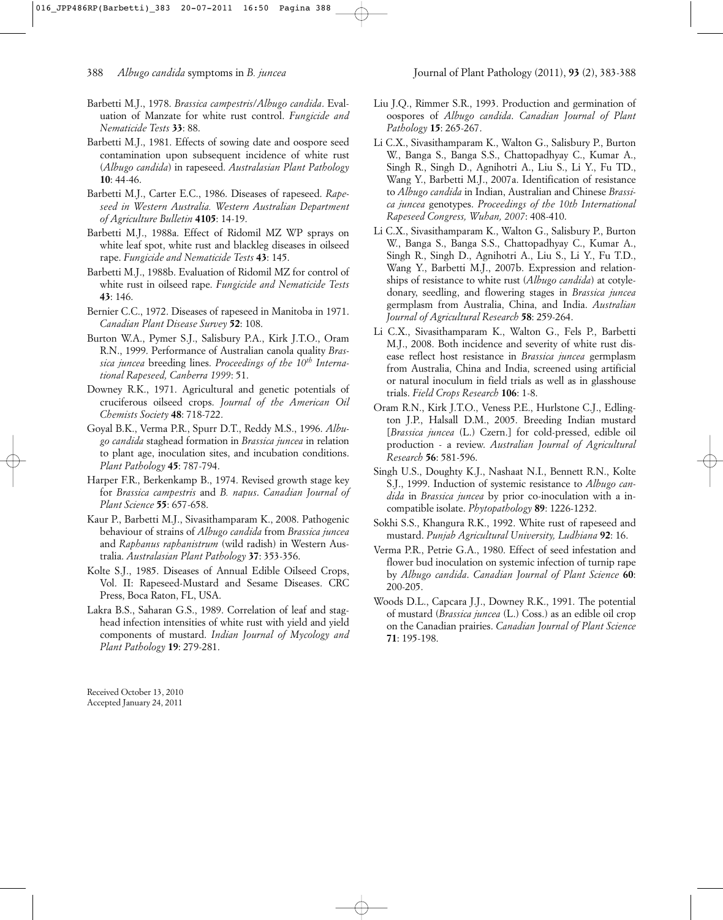Barbetti M.J., 1978. *Brassica campestris/Albugo candida*. Evaluation of Manzate for white rust control. *Fungicide and Nematicide Tests* **33**: 88.

Barbetti M.J., 1981. Effects of sowing date and oospore seed contamination upon subsequent incidence of white rust (*Albugo candida*) in rapeseed. *Australasian Plant Pathology* **10**: 44-46.

Barbetti M.J., Carter E.C., 1986. Diseases of rapeseed. *Rapeseed in Western Australia. Western Australian Department of Agriculture Bulletin* **4105**: 14-19.

Barbetti M.J., 1988a. Effect of Ridomil MZ WP sprays on white leaf spot, white rust and blackleg diseases in oilseed rape. *Fungicide and Nematicide Tests* **43**: 145.

Barbetti M.J., 1988b. Evaluation of Ridomil MZ for control of white rust in oilseed rape. *Fungicide and Nematicide Tests* **43**: 146.

Bernier C.C., 1972. Diseases of rapeseed in Manitoba in 1971. *Canadian Plant Disease Survey* **52**: 108.

Burton W.A., Pymer S.J., Salisbury P.A., Kirk J.T.O., Oram R.N., 1999. Performance of Australian canola quality *Brassica juncea* breeding lines. *Proceedings of the 10th International Rapeseed, Canberra 1999*: 51.

Downey R.K., 1971. Agricultural and genetic potentials of cruciferous oilseed crops. *Journal of the American Oil Chemists Society* **48**: 718-722.

Goyal B.K., Verma P.R., Spurr D.T., Reddy M.S., 1996. *Albugo candida* staghead formation in *Brassica juncea* in relation to plant age, inoculation sites, and incubation conditions. *Plant Pathology* **45**: 787-794.

Harper F.R., Berkenkamp B., 1974. Revised growth stage key for *Brassica campestris* and *B. napus*. *Canadian Journal of Plant Science* **55**: 657-658.

Kaur P., Barbetti M.J., Sivasithamparam K., 2008. Pathogenic behaviour of strains of *Albugo candida* from *Brassica juncea* and *Raphanus raphanistrum* (wild radish) in Western Australia. *Australasian Plant Pathology* **37**: 353-356.

Kolte S.J., 1985. Diseases of Annual Edible Oilseed Crops, Vol. II: Rapeseed-Mustard and Sesame Diseases. CRC Press, Boca Raton, FL, USA.

Lakra B.S., Saharan G.S., 1989. Correlation of leaf and staghead infection intensities of white rust with yield and yield components of mustard. *Indian Journal of Mycology and Plant Pathology* **19**: 279-281.

Liu J.Q., Rimmer S.R., 1993. Production and germination of oospores of *Albugo candida*. *Canadian Journal of Plant Pathology* **15**: 265-267.

Li C.X., Sivasithamparam K., Walton G., Salisbury P., Burton W., Banga S., Banga S.S., Chattopadhyay C., Kumar A., Singh R., Singh D., Agnihotri A., Liu S., Li Y., Fu TD., Wang Y., Barbetti M.J., 2007a. Identification of resistance to *Albugo candida* in Indian, Australian and Chinese *Brassica juncea* genotypes. *Proceedings of the 10th International Rapeseed Congress, Wuhan, 2007*: 408-410.

Li C.X., Sivasithamparam K., Walton G., Salisbury P., Burton W., Banga S., Banga S.S., Chattopadhyay C., Kumar A., Singh R., Singh D., Agnihotri A., Liu S., Li Y., Fu T.D., Wang Y., Barbetti M.J., 2007b. Expression and relationships of resistance to white rust (*Albugo candida*) at cotyledonary, seedling, and flowering stages in *Brassica juncea* germplasm from Australia, China, and India. *Australian Journal of Agricultural Research* **58**: 259-264.

Li C.X., Sivasithamparam K., Walton G., Fels P., Barbetti M.J., 2008. Both incidence and severity of white rust disease reflect host resistance in *Brassica juncea* germplasm from Australia, China and India, screened using artificial or natural inoculum in field trials as well as in glasshouse trials. *Field Crops Research* **106**: 1-8.

Oram R.N., Kirk J.T.O., Veness P.E., Hurlstone C.J., Edlington J.P., Halsall D.M., 2005. Breeding Indian mustard [*Brassica juncea* (L.) Czern.] for cold-pressed, edible oil production - a review. *Australian Journal of Agricultural Research* **56**: 581-596.

Singh U.S., Doughty K.J., Nashaat N.I., Bennett R.N., Kolte S.J., 1999. Induction of systemic resistance to *Albugo candida* in *Brassica juncea* by prior co-inoculation with a incompatible isolate. *Phytopathology* **89**: 1226-1232.

Sokhi S.S., Khangura R.K., 1992. White rust of rapeseed and mustard. *Punjab Agricultural University, Ludhiana* **92**: 16.

Verma P.R., Petrie G.A., 1980. Effect of seed infestation and flower bud inoculation on systemic infection of turnip rape by *Albugo candida*. *Canadian Journal of Plant Science* **60**: 200-205.

Woods D.L., Capcara J.J., Downey R.K., 1991. The potential of mustard (*Brassica juncea* (L.) Coss.) as an edible oil crop on the Canadian prairies. *Canadian Journal of Plant Science* **71**: 195-198.

Received October 13, 2010
Accepted January 24, 2011